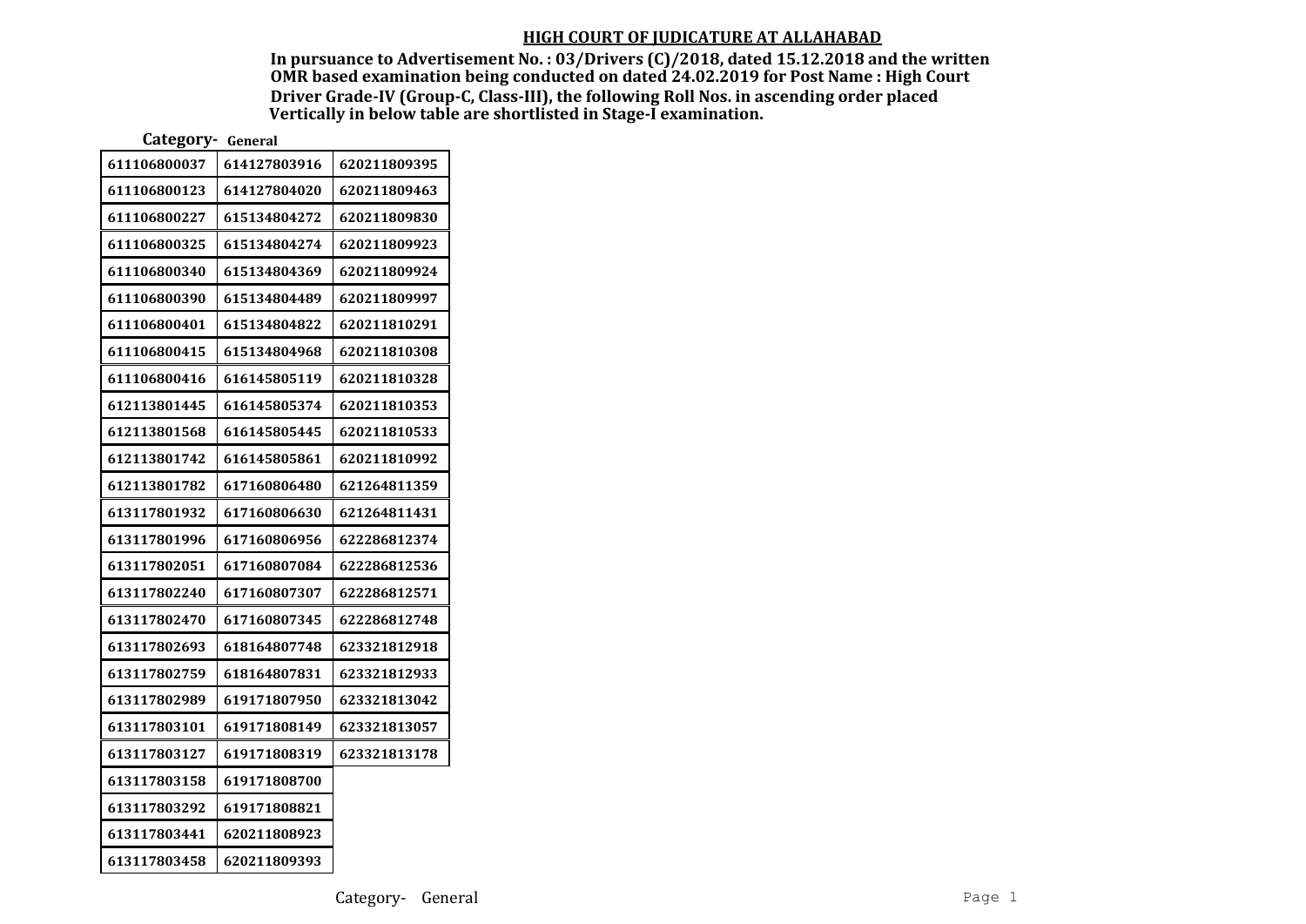## HIGH COURT OF JUDICATURE AT ALLAHABAD

**In pursuance to Advertisement No. : 03/Drivers (C)/2018, dated 15.12.2018 and the written OMR based examination being conducted on dated 24.02.2019 for Post Name : High Court Driver Grade-IV (Group-C, Class-III), the following Roll Nos. in ascending order placed Vertically in below table are shortlisted in Stage-I examination.**

**Category- General**

| | | |
|---|---|---|
| 611106800037 | 614127803916 | 620211809395 |
| 611106800123 | 614127804020 | 620211809463 |
| 611106800227 | 615134804272 | 620211809830 |
| 611106800325 | 615134804274 | 620211809923 |
| 611106800340 | 615134804369 | 620211809924 |
| 611106800390 | 615134804489 | 620211809997 |
| 611106800401 | 615134804822 | 620211810291 |
| 611106800415 | 615134804968 | 620211810308 |
| 611106800416 | 616145805119 | 620211810328 |
| 612113801445 | 616145805374 | 620211810353 |
| 612113801568 | 616145805445 | 620211810533 |
| 612113801742 | 616145805861 | 620211810992 |
| 612113801782 | 617160806480 | 621264811359 |
| 613117801932 | 617160806630 | 621264811431 |
| 613117801996 | 617160806956 | 622286812374 |
| 613117802051 | 617160807084 | 622286812536 |
| 613117802240 | 617160807307 | 622286812571 |
| 613117802470 | 617160807345 | 622286812748 |
| 613117802693 | 618164807748 | 623321812918 |
| 613117802759 | 618164807831 | 623321812933 |
| 613117802989 | 619171807950 | 623321813042 |
| 613117803101 | 619171808149 | 623321813057 |
| 613117803127 | 619171808319 | 623321813178 |
| 613117803158 | 619171808700 | |
| 613117803292 | 619171808821 | |
| 613117803441 | 620211808923 | |
| 613117803458 | 620211809393 | |

Category- General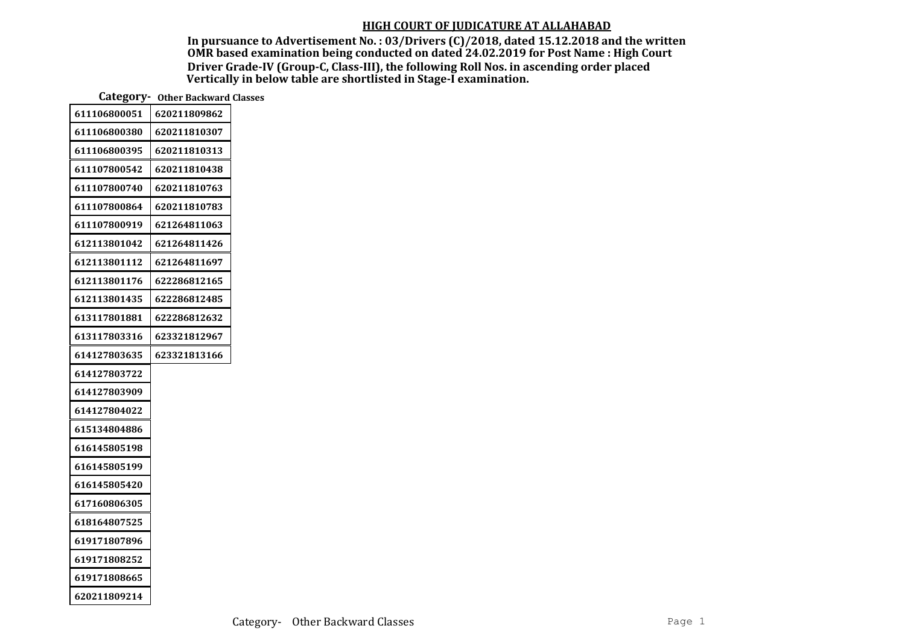**HIGH COURT OF JUDICATURE AT ALLAHABAD**

**In pursuance to Advertisement No. : 03/Drivers (C)/2018, dated 15.12.2018 and the written OMR based examination being conducted on dated 24.02.2019 for Post Name : High Court Driver Grade-IV (Group-C, Class-III), the following Roll Nos. in ascending order placed Vertically in below table are shortlisted in Stage-I examination.**

**Category- Other Backward Classes**

| | |
|---|---|
| 611106800051 | 620211809862 |
| 611106800380 | 620211810307 |
| 611106800395 | 620211810313 |
| 611107800542 | 620211810438 |
| 611107800740 | 620211810763 |
| 611107800864 | 620211810783 |
| 611107800919 | 621264811063 |
| 612113801042 | 621264811426 |
| 612113801112 | 621264811697 |
| 612113801176 | 622286812165 |
| 612113801435 | 622286812485 |
| 613117801881 | 622286812632 |
| 613117803316 | 623321812967 |
| 614127803635 | 623321813166 |
| 614127803722 | |
| 614127803909 | |
| 614127804022 | |
| 615134804886 | |
| 616145805198 | |
| 616145805199 | |
| 616145805420 | |
| 617160806305 | |
| 618164807525 | |
| 619171807896 | |
| 619171808252 | |
| 619171808665 | |
| 620211809214 | |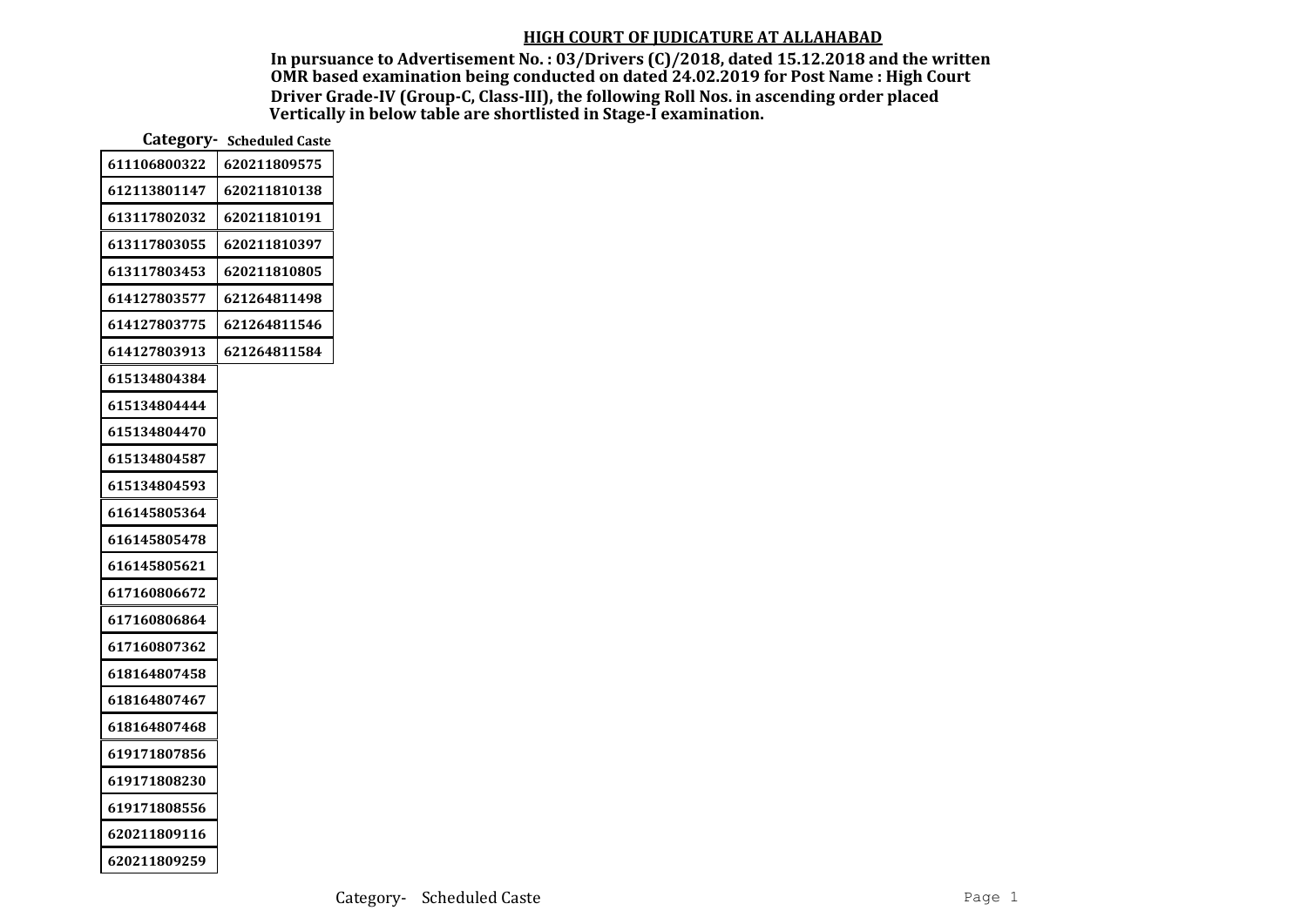## HIGH COURT OF JUDICATURE AT ALLAHABAD

**In pursuance to Advertisement No. : 03/Drivers (C)/2018, dated 15.12.2018 and the written OMR based examination being conducted on dated 24.02.2019 for Post Name : High Court Driver Grade-IV (Group-C, Class-III), the following Roll Nos. in ascending order placed Vertically in below table are shortlisted in Stage-I examination.**

**Category- Scheduled Caste**

| | |
|---|---|
| 611106800322 | 620211809575 |
| 612113801147 | 620211810138 |
| 613117802032 | 620211810191 |
| 613117803055 | 620211810397 |
| 613117803453 | 620211810805 |
| 614127803577 | 621264811498 |
| 614127803775 | 621264811546 |
| 614127803913 | 621264811584 |
| 615134804384 | |
| 615134804444 | |
| 615134804470 | |
| 615134804587 | |
| 615134804593 | |
| 616145805364 | |
| 616145805478 | |
| 616145805621 | |
| 617160806672 | |
| 617160806864 | |
| 617160807362 | |
| 618164807458 | |
| 618164807467 | |
| 618164807468 | |
| 619171807856 | |
| 619171808230 | |
| 619171808556 | |
| 620211809116 | |
| 620211809259 | |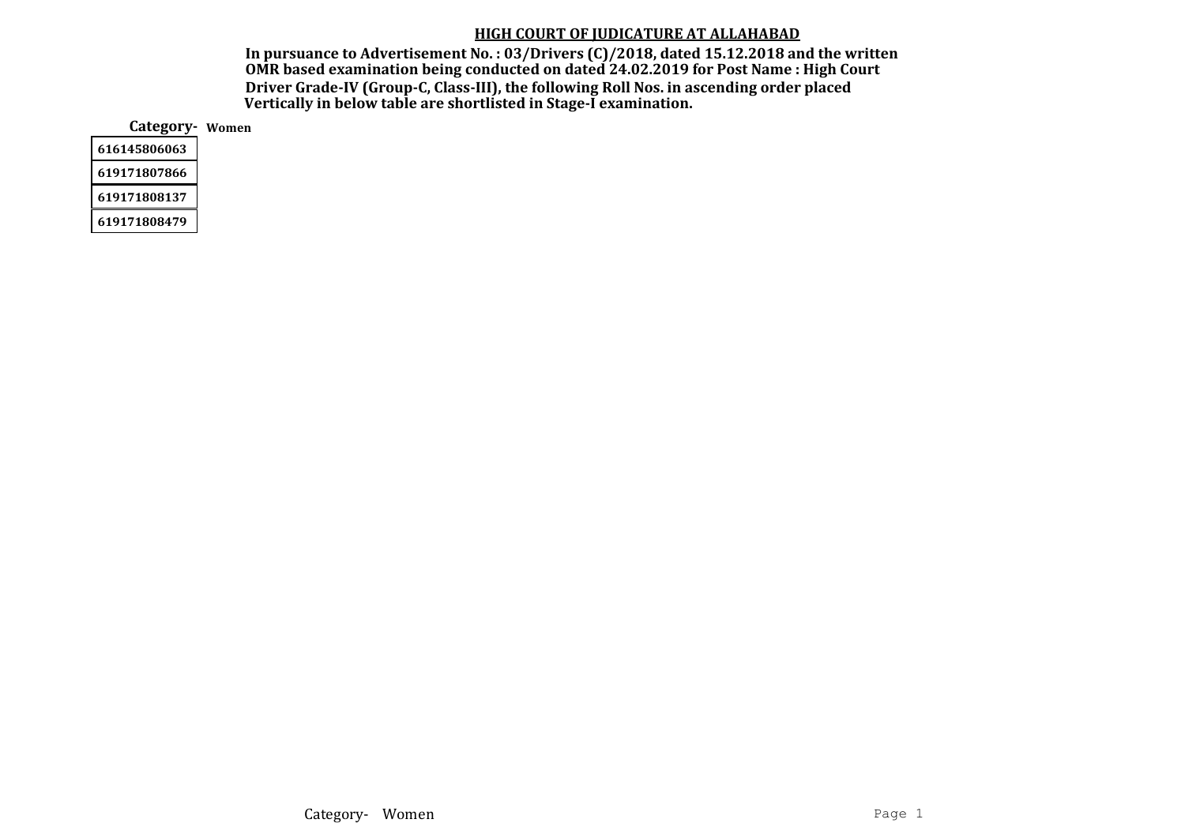**HIGH COURT OF JUDICATURE AT ALLAHABAD**

**In pursuance to Advertisement No. : 03/Drivers (C)/2018, dated 15.12.2018 and the written OMR based examination being conducted on dated 24.02.2019 for Post Name : High Court Driver Grade-IV (Group-C, Class-III), the following Roll Nos. in ascending order placed Vertically in below table are shortlisted in Stage-I examination.**

**Category- Women**

| |
|---|
| 616145806063 |
| 619171807866 |
| 619171808137 |
| 619171808479 |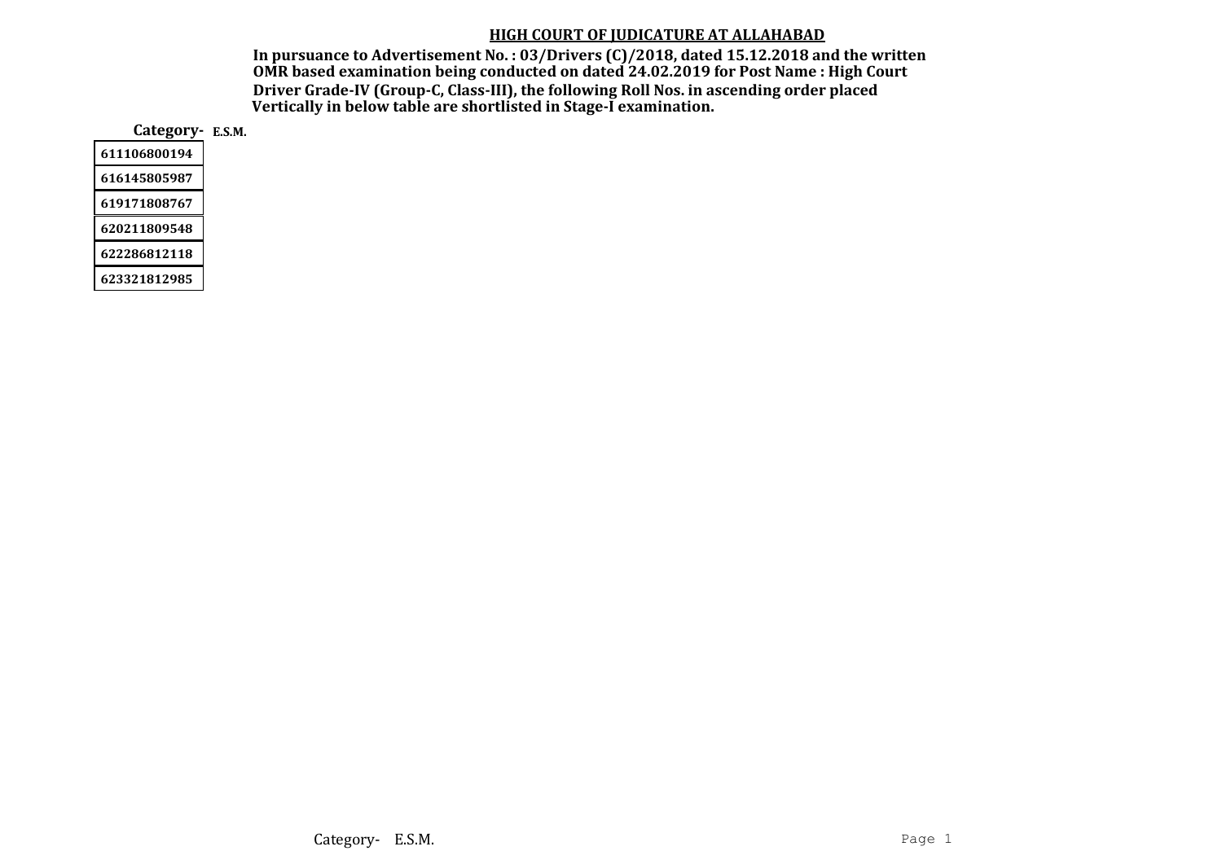**HIGH COURT OF JUDICATURE AT ALLAHABAD**

**In pursuance to Advertisement No. : 03/Drivers (C)/2018, dated 15.12.2018 and the written OMR based examination being conducted on dated 24.02.2019 for Post Name : High Court Driver Grade-IV (Group-C, Class-III), the following Roll Nos. in ascending order placed Vertically in below table are shortlisted in Stage-I examination.**

**Category- E.S.M.**

| 611106800194 |
|---|
| 616145805987 |
| 619171808767 |
| 620211809548 |
| 622286812118 |
| 623321812985 |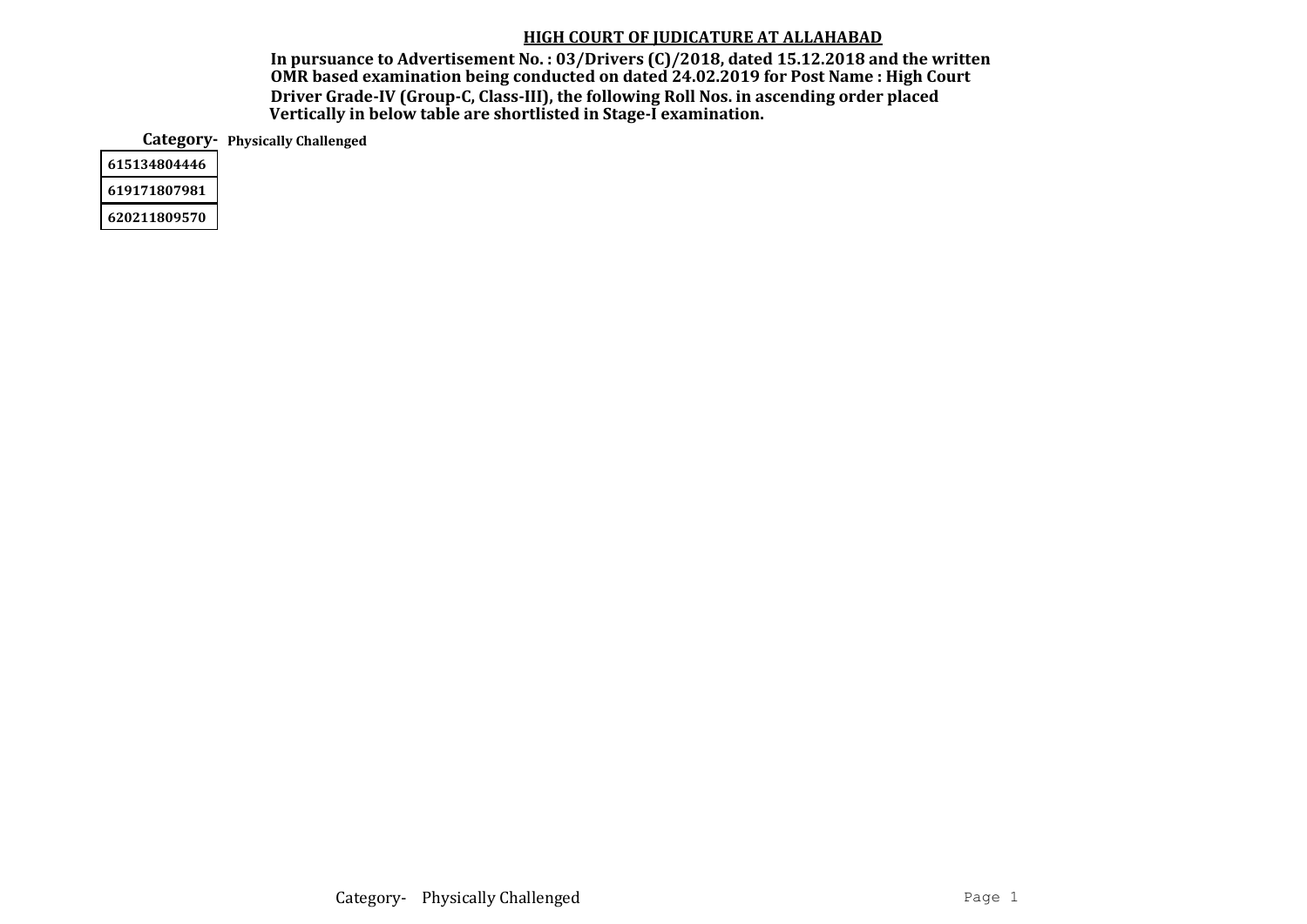**HIGH COURT OF JUDICATURE AT ALLAHABAD**

**In pursuance to Advertisement No. : 03/Drivers (C)/2018, dated 15.12.2018 and the written OMR based examination being conducted on dated 24.02.2019 for Post Name : High Court Driver Grade-IV (Group-C, Class-III), the following Roll Nos. in ascending order placed Vertically in below table are shortlisted in Stage-I examination.**

**Category- Physically Challenged**

| |
|---|
| **615134804446** |
| **619171807981** |
| **620211809570** |